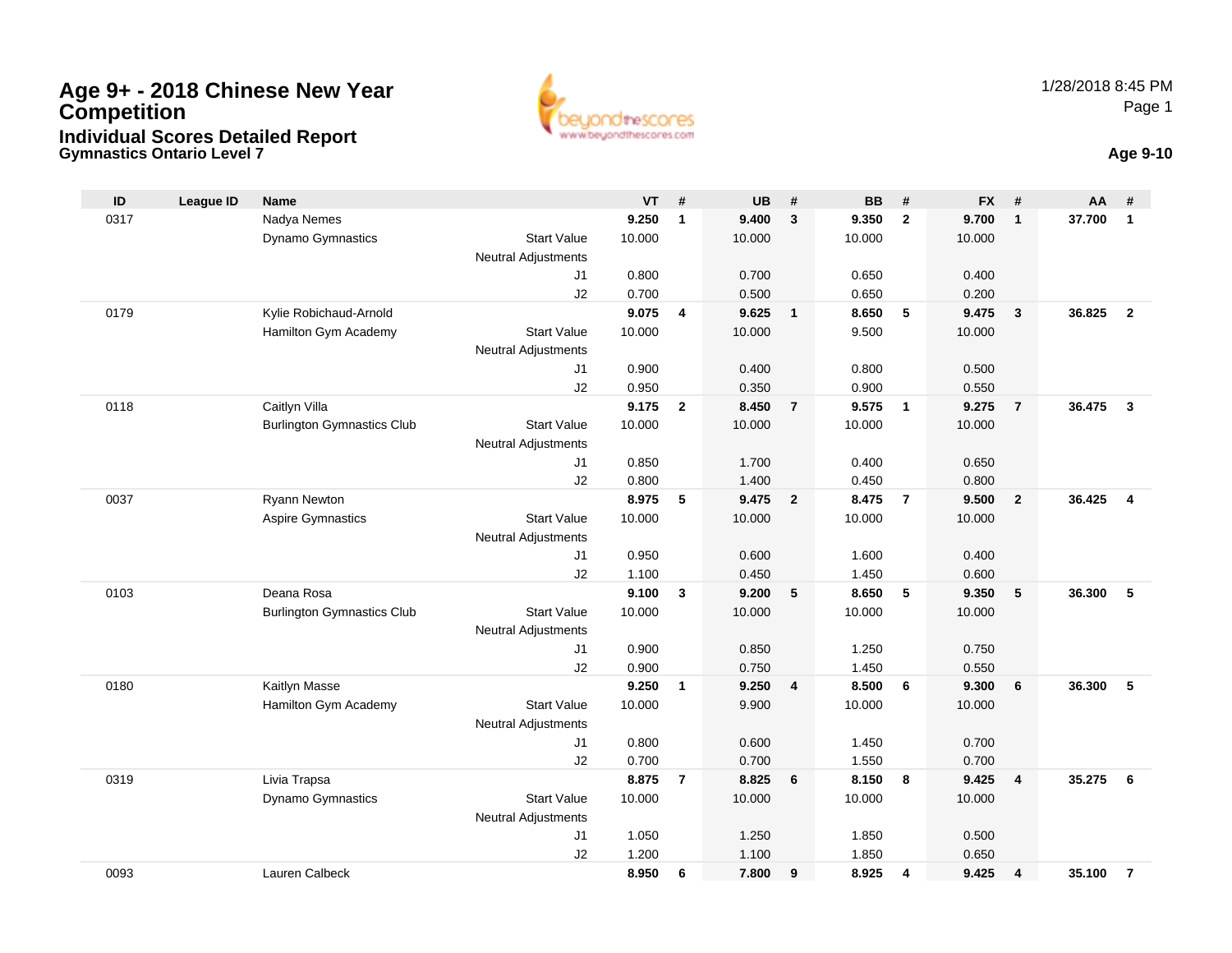# Age 9+ - 2018 Chinese New Year Competition

## Individual Scores Detailed Report

### Gymnastics Ontario Level 7

1/28/2018 8:45 PM

**Age 9-10**

| ID | League ID | Name | | VT | # | UB | # | BB | # | FX | # | AA | # |
|---|---|---|---|---|---|---|---|---|---|---|---|---|---|
| 0317 | | Nadya Nemes | | **9.250** | **1** | **9.400** | **3** | **9.350** | **2** | **9.700** | **1** | **37.700** | **1** |
| | | Dynamo Gymnastics | Start Value | 10.000 | | 10.000 | | 10.000 | | 10.000 | | | |
| | | | Neutral Adjustments | | | | | | | | | | |
| | | | J1 | 0.800 | | 0.700 | | 0.650 | | 0.400 | | | |
| | | | J2 | 0.700 | | 0.500 | | 0.650 | | 0.200 | | | |
| 0179 | | Kylie Robichaud-Arnold | | **9.075** | **4** | **9.625** | **1** | **8.650** | **5** | **9.475** | **3** | **36.825** | **2** |
| | | Hamilton Gym Academy | Start Value | 10.000 | | 10.000 | | 9.500 | | 10.000 | | | |
| | | | Neutral Adjustments | | | | | | | | | | |
| | | | J1 | 0.900 | | 0.400 | | 0.800 | | 0.500 | | | |
| | | | J2 | 0.950 | | 0.350 | | 0.900 | | 0.550 | | | |
| 0118 | | Caitlyn Villa | | **9.175** | **2** | **8.450** | **7** | **9.575** | **1** | **9.275** | **7** | **36.475** | **3** |
| | | Burlington Gymnastics Club | Start Value | 10.000 | | 10.000 | | 10.000 | | 10.000 | | | |
| | | | Neutral Adjustments | | | | | | | | | | |
| | | | J1 | 0.850 | | 1.700 | | 0.400 | | 0.650 | | | |
| | | | J2 | 0.800 | | 1.400 | | 0.450 | | 0.800 | | | |
| 0037 | | Ryann Newton | | **8.975** | **5** | **9.475** | **2** | **8.475** | **7** | **9.500** | **2** | **36.425** | **4** |
| | | Aspire Gymnastics | Start Value | 10.000 | | 10.000 | | 10.000 | | 10.000 | | | |
| | | | Neutral Adjustments | | | | | | | | | | |
| | | | J1 | 0.950 | | 0.600 | | 1.600 | | 0.400 | | | |
| | | | J2 | 1.100 | | 0.450 | | 1.450 | | 0.600 | | | |
| 0103 | | Deana Rosa | | **9.100** | **3** | **9.200** | **5** | **8.650** | **5** | **9.350** | **5** | **36.300** | **5** |
| | | Burlington Gymnastics Club | Start Value | 10.000 | | 10.000 | | 10.000 | | 10.000 | | | |
| | | | Neutral Adjustments | | | | | | | | | | |
| | | | J1 | 0.900 | | 0.850 | | 1.250 | | 0.750 | | | |
| | | | J2 | 0.900 | | 0.750 | | 1.450 | | 0.550 | | | |
| 0180 | | Kaitlyn Masse | | **9.250** | **1** | **9.250** | **4** | **8.500** | **6** | **9.300** | **6** | **36.300** | **5** |
| | | Hamilton Gym Academy | Start Value | 10.000 | | 9.900 | | 10.000 | | 10.000 | | | |
| | | | Neutral Adjustments | | | | | | | | | | |
| | | | J1 | 0.800 | | 0.600 | | 1.450 | | 0.700 | | | |
| | | | J2 | 0.700 | | 0.700 | | 1.550 | | 0.700 | | | |
| 0319 | | Livia Trapsa | | **8.875** | **7** | **8.825** | **6** | **8.150** | **8** | **9.425** | **4** | **35.275** | **6** |
| | | Dynamo Gymnastics | Start Value | 10.000 | | 10.000 | | 10.000 | | 10.000 | | | |
| | | | Neutral Adjustments | | | | | | | | | | |
| | | | J1 | 1.050 | | 1.250 | | 1.850 | | 0.500 | | | |
| | | | J2 | 1.200 | | 1.100 | | 1.850 | | 0.650 | | | |
| 0093 | | Lauren Calbeck | | **8.950** | **6** | **7.800** | **9** | **8.925** | **4** | **9.425** | **4** | **35.100** | **7** |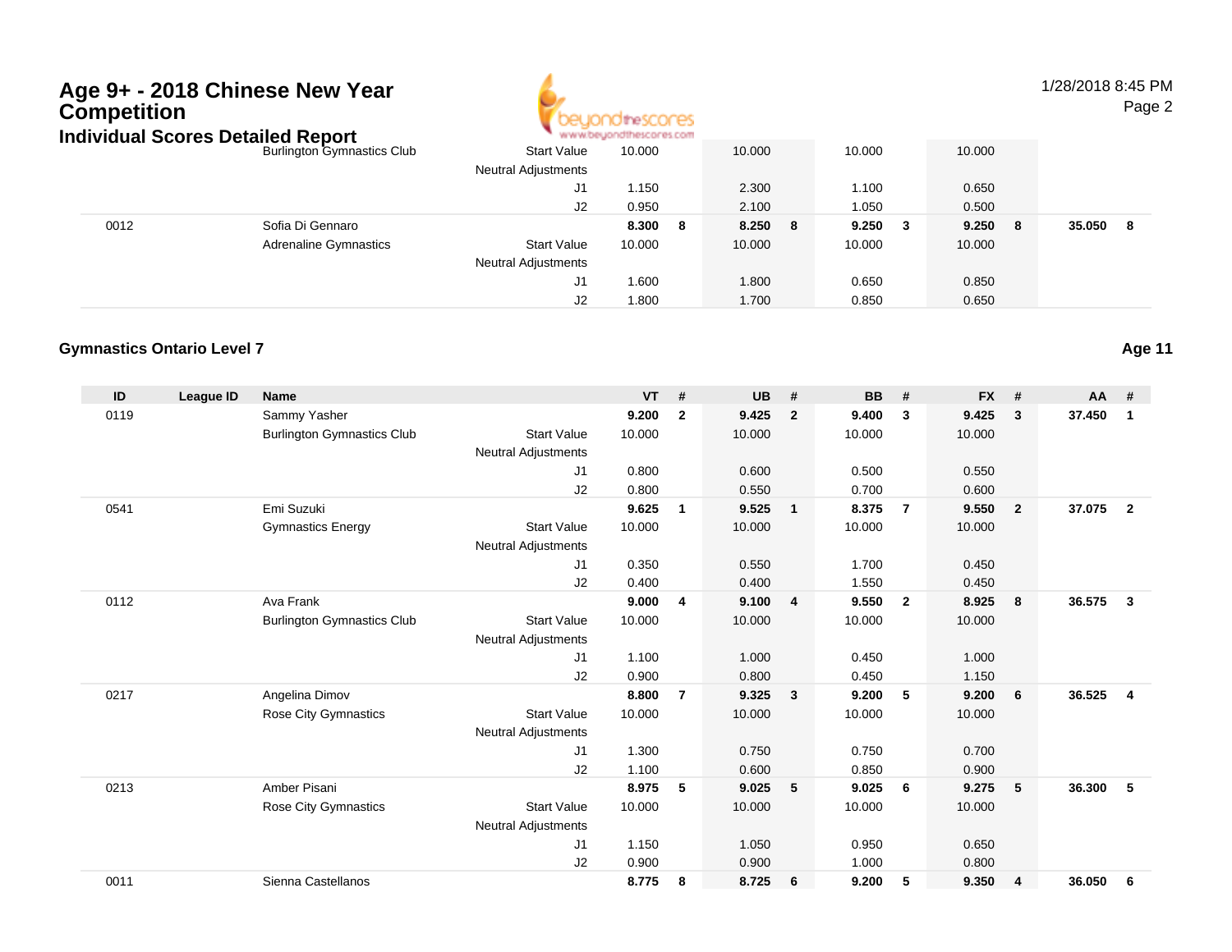# Age 9+ - 2018 Chinese New Year Competition

## Individual Scores Detailed Report

| ID | League ID | Name | | VT | # | UB | # | BB | # | FX | # | AA | # |
|---|---|---|---|---|---|---|---|---|---|---|---|---|---|
| | | Burlington Gymnastics Club | Start Value | 10.000 | | 10.000 | | 10.000 | | 10.000 | | | |
| | | | Neutral Adjustments | | | | | | | | | | |
| | | | J1 | 1.150 | | 2.300 | | 1.100 | | 0.650 | | | |
| | | | J2 | 0.950 | | 2.100 | | 1.050 | | 0.500 | | | |
| 0012 | | Sofia Di Gennaro | | **8.300** | **8** | **8.250** | **8** | **9.250** | **3** | **9.250** | **8** | **35.050** | **8** |
| | | Adrenaline Gymnastics | Start Value | 10.000 | | 10.000 | | 10.000 | | 10.000 | | | |
| | | | Neutral Adjustments | | | | | | | | | | |
| | | | J1 | 1.600 | | 1.800 | | 0.650 | | 0.850 | | | |
| | | | J2 | 1.800 | | 1.700 | | 0.850 | | 0.650 | | | |

### Gymnastics Ontario Level 7

**Age 11**

| ID | League ID | Name | | VT | # | UB | # | BB | # | FX | # | AA | # |
|---|---|---|---|---|---|---|---|---|---|---|---|---|---|
| 0119 | | Sammy Yasher | | **9.200** | **2** | **9.425** | **2** | **9.400** | **3** | **9.425** | **3** | **37.450** | **1** |
| | | Burlington Gymnastics Club | Start Value | 10.000 | | 10.000 | | 10.000 | | 10.000 | | | |
| | | | Neutral Adjustments | | | | | | | | | | |
| | | | J1 | 0.800 | | 0.600 | | 0.500 | | 0.550 | | | |
| | | | J2 | 0.800 | | 0.550 | | 0.700 | | 0.600 | | | |
| 0541 | | Emi Suzuki | | **9.625** | **1** | **9.525** | **1** | **8.375** | **7** | **9.550** | **2** | **37.075** | **2** |
| | | Gymnastics Energy | Start Value | 10.000 | | 10.000 | | 10.000 | | 10.000 | | | |
| | | | Neutral Adjustments | | | | | | | | | | |
| | | | J1 | 0.350 | | 0.550 | | 1.700 | | 0.450 | | | |
| | | | J2 | 0.400 | | 0.400 | | 1.550 | | 0.450 | | | |
| 0112 | | Ava Frank | | **9.000** | **4** | **9.100** | **4** | **9.550** | **2** | **8.925** | **8** | **36.575** | **3** |
| | | Burlington Gymnastics Club | Start Value | 10.000 | | 10.000 | | 10.000 | | 10.000 | | | |
| | | | Neutral Adjustments | | | | | | | | | | |
| | | | J1 | 1.100 | | 1.000 | | 0.450 | | 1.000 | | | |
| | | | J2 | 0.900 | | 0.800 | | 0.450 | | 1.150 | | | |
| 0217 | | Angelina Dimov | | **8.800** | **7** | **9.325** | **3** | **9.200** | **5** | **9.200** | **6** | **36.525** | **4** |
| | | Rose City Gymnastics | Start Value | 10.000 | | 10.000 | | 10.000 | | 10.000 | | | |
| | | | Neutral Adjustments | | | | | | | | | | |
| | | | J1 | 1.300 | | 0.750 | | 0.750 | | 0.700 | | | |
| | | | J2 | 1.100 | | 0.600 | | 0.850 | | 0.900 | | | |
| 0213 | | Amber Pisani | | **8.975** | **5** | **9.025** | **5** | **9.025** | **6** | **9.275** | **5** | **36.300** | **5** |
| | | Rose City Gymnastics | Start Value | 10.000 | | 10.000 | | 10.000 | | 10.000 | | | |
| | | | Neutral Adjustments | | | | | | | | | | |
| | | | J1 | 1.150 | | 1.050 | | 0.950 | | 0.650 | | | |
| | | | J2 | 0.900 | | 0.900 | | 1.000 | | 0.800 | | | |
| 0011 | | Sienna Castellanos | | **8.775** | **8** | **8.725** | **6** | **9.200** | **5** | **9.350** | **4** | **36.050** | **6** |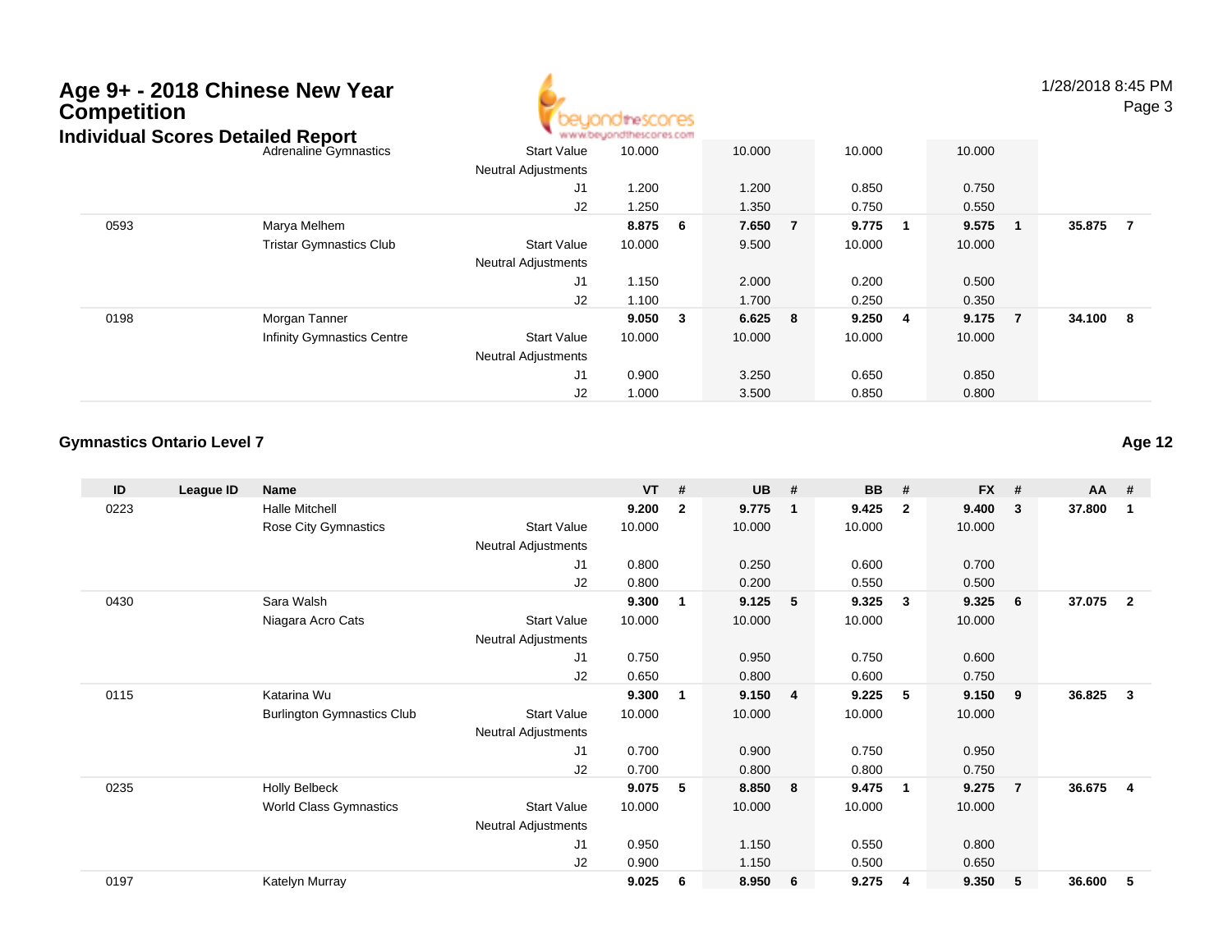# Age 9+ - 2018 Chinese New Year Competition

## Individual Scores Detailed Report

| ID | League ID | Name | | VT | # | UB | # | BB | # | FX | # | AA | # |
|---|---|---|---|---|---|---|---|---|---|---|---|---|---|
| | | Adrenaline Gymnastics | Start Value | 10.000 | | 10.000 | | 10.000 | | 10.000 | | | |
| | | | Neutral Adjustments | | | | | | | | | | |
| | | | J1 | 1.200 | | 1.200 | | 0.850 | | 0.750 | | | |
| | | | J2 | 1.250 | | 1.350 | | 0.750 | | 0.550 | | | |
| 0593 | | Marya Melhem | | **8.875** | **6** | **7.650** | **7** | **9.775** | **1** | **9.575** | **1** | **35.875** | **7** |
| | | Tristar Gymnastics Club | Start Value | 10.000 | | 9.500 | | 10.000 | | 10.000 | | | |
| | | | Neutral Adjustments | | | | | | | | | | |
| | | | J1 | 1.150 | | 2.000 | | 0.200 | | 0.500 | | | |
| | | | J2 | 1.100 | | 1.700 | | 0.250 | | 0.350 | | | |
| 0198 | | Morgan Tanner | | **9.050** | **3** | **6.625** | **8** | **9.250** | **4** | **9.175** | **7** | **34.100** | **8** |
| | | Infinity Gymnastics Centre | Start Value | 10.000 | | 10.000 | | 10.000 | | 10.000 | | | |
| | | | Neutral Adjustments | | | | | | | | | | |
| | | | J1 | 0.900 | | 3.250 | | 0.650 | | 0.850 | | | |
| | | | J2 | 1.000 | | 3.500 | | 0.850 | | 0.800 | | | |

### Gymnastics Ontario Level 7

**Age 12**

| ID | League ID | Name | | VT | # | UB | # | BB | # | FX | # | AA | # |
|---|---|---|---|---|---|---|---|---|---|---|---|---|---|
| 0223 | | Halle Mitchell | | **9.200** | **2** | **9.775** | **1** | **9.425** | **2** | **9.400** | **3** | **37.800** | **1** |
| | | Rose City Gymnastics | Start Value | 10.000 | | 10.000 | | 10.000 | | 10.000 | | | |
| | | | Neutral Adjustments | | | | | | | | | | |
| | | | J1 | 0.800 | | 0.250 | | 0.600 | | 0.700 | | | |
| | | | J2 | 0.800 | | 0.200 | | 0.550 | | 0.500 | | | |
| 0430 | | Sara Walsh | | **9.300** | **1** | **9.125** | **5** | **9.325** | **3** | **9.325** | **6** | **37.075** | **2** |
| | | Niagara Acro Cats | Start Value | 10.000 | | 10.000 | | 10.000 | | 10.000 | | | |
| | | | Neutral Adjustments | | | | | | | | | | |
| | | | J1 | 0.750 | | 0.950 | | 0.750 | | 0.600 | | | |
| | | | J2 | 0.650 | | 0.800 | | 0.600 | | 0.750 | | | |
| 0115 | | Katarina Wu | | **9.300** | **1** | **9.150** | **4** | **9.225** | **5** | **9.150** | **9** | **36.825** | **3** |
| | | Burlington Gymnastics Club | Start Value | 10.000 | | 10.000 | | 10.000 | | 10.000 | | | |
| | | | Neutral Adjustments | | | | | | | | | | |
| | | | J1 | 0.700 | | 0.900 | | 0.750 | | 0.950 | | | |
| | | | J2 | 0.700 | | 0.800 | | 0.800 | | 0.750 | | | |
| 0235 | | Holly Belbeck | | **9.075** | **5** | **8.850** | **8** | **9.475** | **1** | **9.275** | **7** | **36.675** | **4** |
| | | World Class Gymnastics | Start Value | 10.000 | | 10.000 | | 10.000 | | 10.000 | | | |
| | | | Neutral Adjustments | | | | | | | | | | |
| | | | J1 | 0.950 | | 1.150 | | 0.550 | | 0.800 | | | |
| | | | J2 | 0.900 | | 1.150 | | 0.500 | | 0.650 | | | |
| 0197 | | Katelyn Murray | | **9.025** | **6** | **8.950** | **6** | **9.275** | **4** | **9.350** | **5** | **36.600** | **5** |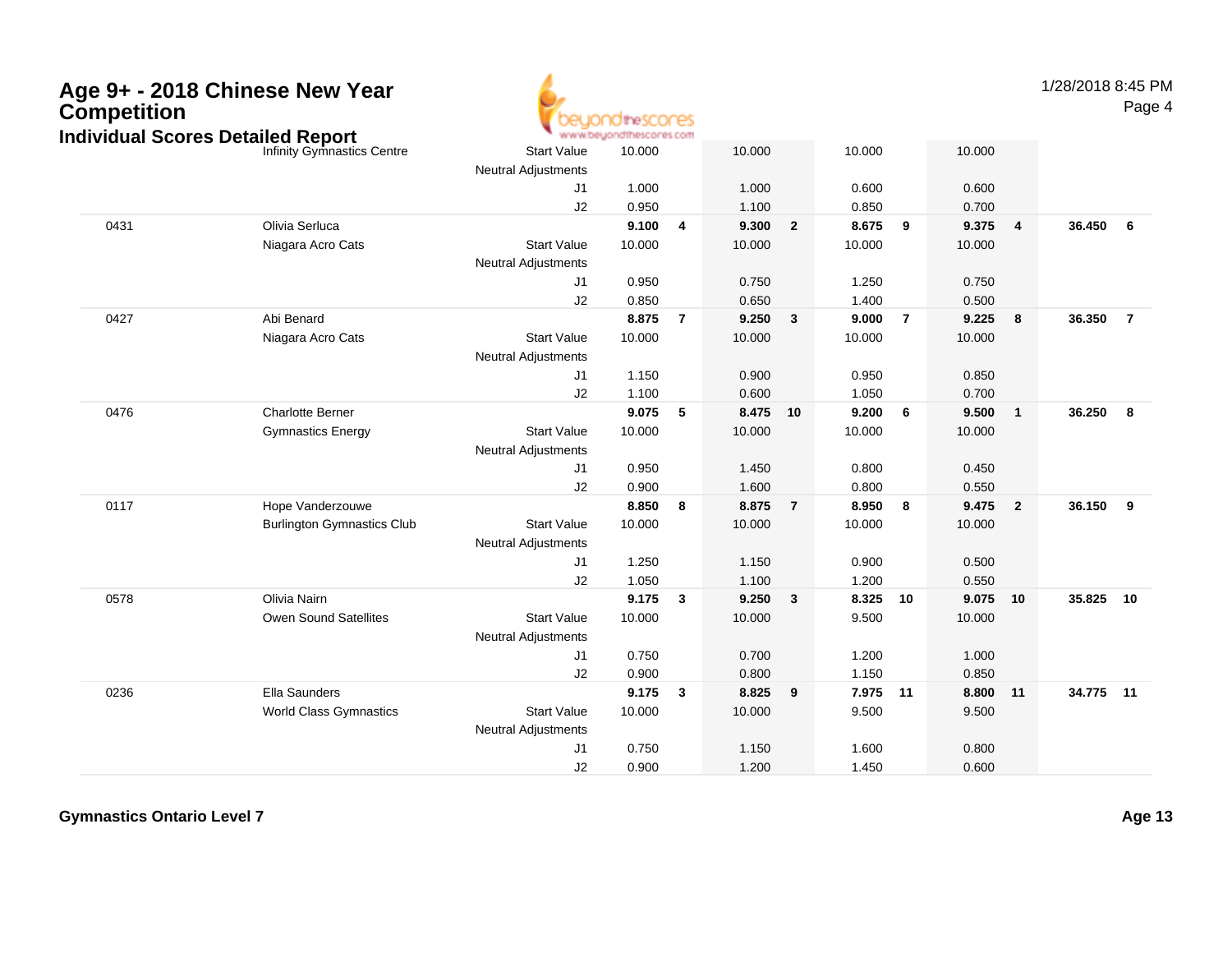# Age 9+ - 2018 Chinese New Year Competition

## Individual Scores Detailed Report

1/28/2018 8:45 PM

| # | Name / Club | | Vault | Rank | Bars | Rank | Beam | Rank | Floor | Rank | AA | Rank |
|---|---|---|---|---|---|---|---|---|---|---|---|---|
| | Infinity Gymnastics Centre | Start Value | 10.000 | | 10.000 | | 10.000 | | 10.000 | | | |
| | | Neutral Adjustments | | | | | | | | | | |
| | | J1 | 1.000 | | 1.000 | | 0.600 | | 0.600 | | | |
| | | J2 | 0.950 | | 1.100 | | 0.850 | | 0.700 | | | |
| 0431 | Olivia Serluca | | **9.100** | **4** | **9.300** | **2** | **8.675** | **9** | **9.375** | **4** | **36.450** | **6** |
| | Niagara Acro Cats | Start Value | 10.000 | | 10.000 | | 10.000 | | 10.000 | | | |
| | | Neutral Adjustments | | | | | | | | | | |
| | | J1 | 0.950 | | 0.750 | | 1.250 | | 0.750 | | | |
| | | J2 | 0.850 | | 0.650 | | 1.400 | | 0.500 | | | |
| 0427 | Abi Benard | | **8.875** | **7** | **9.250** | **3** | **9.000** | **7** | **9.225** | **8** | **36.350** | **7** |
| | Niagara Acro Cats | Start Value | 10.000 | | 10.000 | | 10.000 | | 10.000 | | | |
| | | Neutral Adjustments | | | | | | | | | | |
| | | J1 | 1.150 | | 0.900 | | 0.950 | | 0.850 | | | |
| | | J2 | 1.100 | | 0.600 | | 1.050 | | 0.700 | | | |
| 0476 | Charlotte Berner | | **9.075** | **5** | **8.475** | **10** | **9.200** | **6** | **9.500** | **1** | **36.250** | **8** |
| | Gymnastics Energy | Start Value | 10.000 | | 10.000 | | 10.000 | | 10.000 | | | |
| | | Neutral Adjustments | | | | | | | | | | |
| | | J1 | 0.950 | | 1.450 | | 0.800 | | 0.450 | | | |
| | | J2 | 0.900 | | 1.600 | | 0.800 | | 0.550 | | | |
| 0117 | Hope Vanderzouwe | | **8.850** | **8** | **8.875** | **7** | **8.950** | **8** | **9.475** | **2** | **36.150** | **9** |
| | Burlington Gymnastics Club | Start Value | 10.000 | | 10.000 | | 10.000 | | 10.000 | | | |
| | | Neutral Adjustments | | | | | | | | | | |
| | | J1 | 1.250 | | 1.150 | | 0.900 | | 0.500 | | | |
| | | J2 | 1.050 | | 1.100 | | 1.200 | | 0.550 | | | |
| 0578 | Olivia Nairn | | **9.175** | **3** | **9.250** | **3** | **8.325** | **10** | **9.075** | **10** | **35.825** | **10** |
| | Owen Sound Satellites | Start Value | 10.000 | | 10.000 | | 9.500 | | 10.000 | | | |
| | | Neutral Adjustments | | | | | | | | | | |
| | | J1 | 0.750 | | 0.700 | | 1.200 | | 1.000 | | | |
| | | J2 | 0.900 | | 0.800 | | 1.150 | | 0.850 | | | |
| 0236 | Ella Saunders | | **9.175** | **3** | **8.825** | **9** | **7.975** | **11** | **8.800** | **11** | **34.775** | **11** |
| | World Class Gymnastics | Start Value | 10.000 | | 10.000 | | 9.500 | | 9.500 | | | |
| | | Neutral Adjustments | | | | | | | | | | |
| | | J1 | 0.750 | | 1.150 | | 1.600 | | 0.800 | | | |
| | | J2 | 0.900 | | 1.200 | | 1.450 | | 0.600 | | | |

**Gymnastics Ontario Level 7** **Age 13**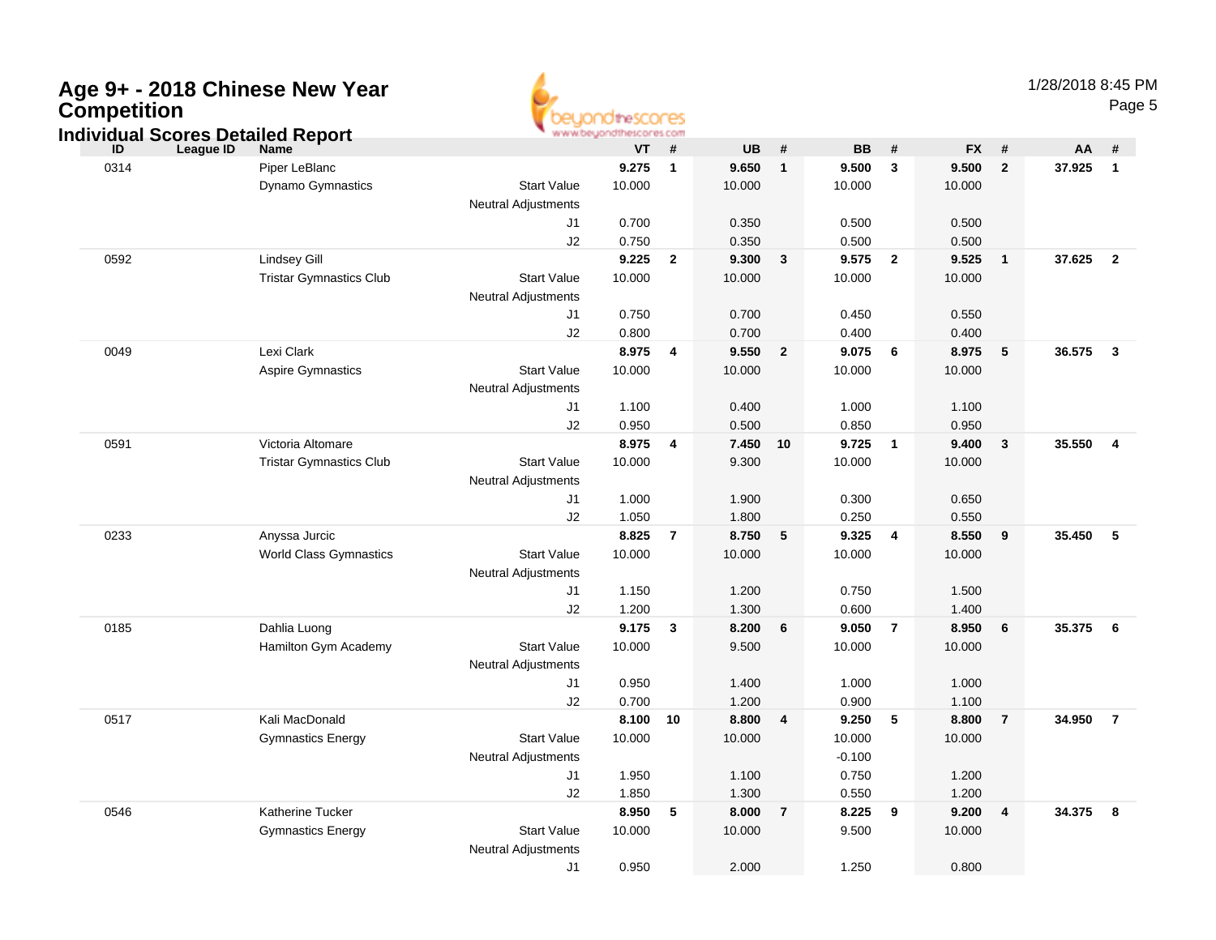# Age 9+ - 2018 Chinese New Year Competition

## Individual Scores Detailed Report

1/28/2018 8:45 PM

| ID | League ID | Name | | VT | # | UB | # | BB | # | FX | # | AA | # |
|---|---|---|---|---|---|---|---|---|---|---|---|---|---|
| 0314 | | Piper LeBlanc | | **9.275** | **1** | **9.650** | **1** | **9.500** | **3** | **9.500** | **2** | **37.925** | **1** |
| | | Dynamo Gymnastics | Start Value | 10.000 | | 10.000 | | 10.000 | | 10.000 | | | |
| | | | Neutral Adjustments | | | | | | | | | | |
| | | | J1 | 0.700 | | 0.350 | | 0.500 | | 0.500 | | | |
| | | | J2 | 0.750 | | 0.350 | | 0.500 | | 0.500 | | | |
| 0592 | | Lindsey Gill | | **9.225** | **2** | **9.300** | **3** | **9.575** | **2** | **9.525** | **1** | **37.625** | **2** |
| | | Tristar Gymnastics Club | Start Value | 10.000 | | 10.000 | | 10.000 | | 10.000 | | | |
| | | | Neutral Adjustments | | | | | | | | | | |
| | | | J1 | 0.750 | | 0.700 | | 0.450 | | 0.550 | | | |
| | | | J2 | 0.800 | | 0.700 | | 0.400 | | 0.400 | | | |
| 0049 | | Lexi Clark | | **8.975** | **4** | **9.550** | **2** | **9.075** | **6** | **8.975** | **5** | **36.575** | **3** |
| | | Aspire Gymnastics | Start Value | 10.000 | | 10.000 | | 10.000 | | 10.000 | | | |
| | | | Neutral Adjustments | | | | | | | | | | |
| | | | J1 | 1.100 | | 0.400 | | 1.000 | | 1.100 | | | |
| | | | J2 | 0.950 | | 0.500 | | 0.850 | | 0.950 | | | |
| 0591 | | Victoria Altomare | | **8.975** | **4** | **7.450** | **10** | **9.725** | **1** | **9.400** | **3** | **35.550** | **4** |
| | | Tristar Gymnastics Club | Start Value | 10.000 | | 9.300 | | 10.000 | | 10.000 | | | |
| | | | Neutral Adjustments | | | | | | | | | | |
| | | | J1 | 1.000 | | 1.900 | | 0.300 | | 0.650 | | | |
| | | | J2 | 1.050 | | 1.800 | | 0.250 | | 0.550 | | | |
| 0233 | | Anyssa Jurcic | | **8.825** | **7** | **8.750** | **5** | **9.325** | **4** | **8.550** | **9** | **35.450** | **5** |
| | | World Class Gymnastics | Start Value | 10.000 | | 10.000 | | 10.000 | | 10.000 | | | |
| | | | Neutral Adjustments | | | | | | | | | | |
| | | | J1 | 1.150 | | 1.200 | | 0.750 | | 1.500 | | | |
| | | | J2 | 1.200 | | 1.300 | | 0.600 | | 1.400 | | | |
| 0185 | | Dahlia Luong | | **9.175** | **3** | **8.200** | **6** | **9.050** | **7** | **8.950** | **6** | **35.375** | **6** |
| | | Hamilton Gym Academy | Start Value | 10.000 | | 9.500 | | 10.000 | | 10.000 | | | |
| | | | Neutral Adjustments | | | | | | | | | | |
| | | | J1 | 0.950 | | 1.400 | | 1.000 | | 1.000 | | | |
| | | | J2 | 0.700 | | 1.200 | | 0.900 | | 1.100 | | | |
| 0517 | | Kali MacDonald | | **8.100** | **10** | **8.800** | **4** | **9.250** | **5** | **8.800** | **7** | **34.950** | **7** |
| | | Gymnastics Energy | Start Value | 10.000 | | 10.000 | | 10.000 | | 10.000 | | | |
| | | | Neutral Adjustments | | | | | -0.100 | | | | | |
| | | | J1 | 1.950 | | 1.100 | | 0.750 | | 1.200 | | | |
| | | | J2 | 1.850 | | 1.300 | | 0.550 | | 1.200 | | | |
| 0546 | | Katherine Tucker | | **8.950** | **5** | **8.000** | **7** | **8.225** | **9** | **9.200** | **4** | **34.375** | **8** |
| | | Gymnastics Energy | Start Value | 10.000 | | 10.000 | | 9.500 | | 10.000 | | | |
| | | | Neutral Adjustments | | | | | | | | | | |
| | | | J1 | 0.950 | | 2.000 | | 1.250 | | 0.800 | | | |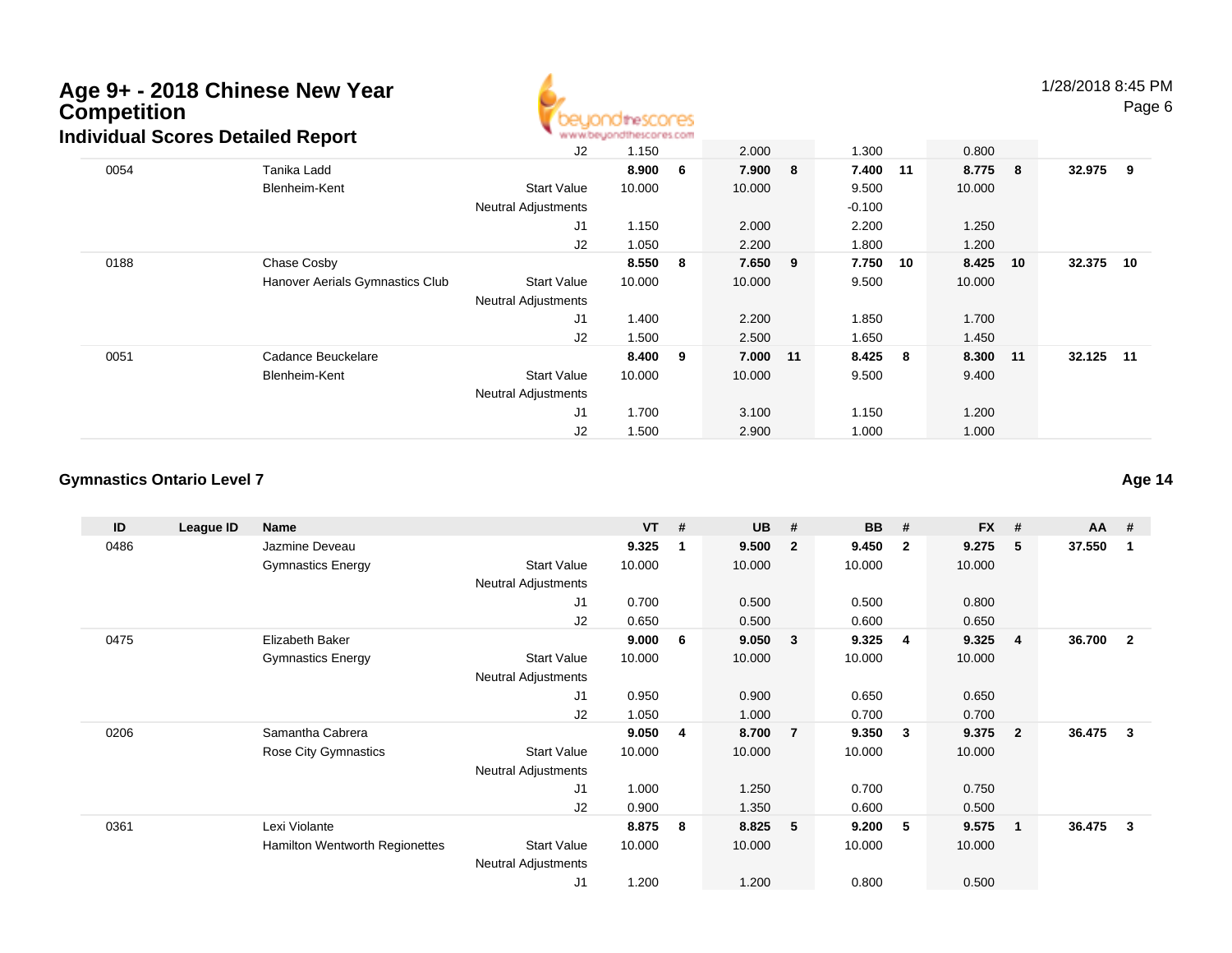# Age 9+ - 2018 Chinese New Year Competition

## Individual Scores Detailed Report

| ID | League ID | Name | | VT | # | UB | # | BB | # | FX | # | AA | # |
|---|---|---|---|---|---|---|---|---|---|---|---|---|---|
| | | | J2 | 1.150 | | 2.000 | | 1.300 | | 0.800 | | | |
| 0054 | | Tanika Ladd | | **8.900** | **6** | **7.900** | **8** | **7.400** | **11** | **8.775** | **8** | **32.975** | **9** |
| | | Blenheim-Kent | Start Value | 10.000 | | 10.000 | | 9.500 | | 10.000 | | | |
| | | | Neutral Adjustments | | | | | -0.100 | | | | | |
| | | | J1 | 1.150 | | 2.000 | | 2.200 | | 1.250 | | | |
| | | | J2 | 1.050 | | 2.200 | | 1.800 | | 1.200 | | | |
| 0188 | | Chase Cosby | | **8.550** | **8** | **7.650** | **9** | **7.750** | **10** | **8.425** | **10** | **32.375** | **10** |
| | | Hanover Aerials Gymnastics Club | Start Value | 10.000 | | 10.000 | | 9.500 | | 10.000 | | | |
| | | | Neutral Adjustments | | | | | | | | | | |
| | | | J1 | 1.400 | | 2.200 | | 1.850 | | 1.700 | | | |
| | | | J2 | 1.500 | | 2.500 | | 1.650 | | 1.450 | | | |
| 0051 | | Cadance Beuckelare | | **8.400** | **9** | **7.000** | **11** | **8.425** | **8** | **8.300** | **11** | **32.125** | **11** |
| | | Blenheim-Kent | Start Value | 10.000 | | 10.000 | | 9.500 | | 9.400 | | | |
| | | | Neutral Adjustments | | | | | | | | | | |
| | | | J1 | 1.700 | | 3.100 | | 1.150 | | 1.200 | | | |
| | | | J2 | 1.500 | | 2.900 | | 1.000 | | 1.000 | | | |

### Gymnastics Ontario Level 7

**Age 14**

| ID | League ID | Name | | VT | # | UB | # | BB | # | FX | # | AA | # |
|---|---|---|---|---|---|---|---|---|---|---|---|---|---|
| 0486 | | Jazmine Deveau | | **9.325** | **1** | **9.500** | **2** | **9.450** | **2** | **9.275** | **5** | **37.550** | **1** |
| | | Gymnastics Energy | Start Value | 10.000 | | 10.000 | | 10.000 | | 10.000 | | | |
| | | | Neutral Adjustments | | | | | | | | | | |
| | | | J1 | 0.700 | | 0.500 | | 0.500 | | 0.800 | | | |
| | | | J2 | 0.650 | | 0.500 | | 0.600 | | 0.650 | | | |
| 0475 | | Elizabeth Baker | | **9.000** | **6** | **9.050** | **3** | **9.325** | **4** | **9.325** | **4** | **36.700** | **2** |
| | | Gymnastics Energy | Start Value | 10.000 | | 10.000 | | 10.000 | | 10.000 | | | |
| | | | Neutral Adjustments | | | | | | | | | | |
| | | | J1 | 0.950 | | 0.900 | | 0.650 | | 0.650 | | | |
| | | | J2 | 1.050 | | 1.000 | | 0.700 | | 0.700 | | | |
| 0206 | | Samantha Cabrera | | **9.050** | **4** | **8.700** | **7** | **9.350** | **3** | **9.375** | **2** | **36.475** | **3** |
| | | Rose City Gymnastics | Start Value | 10.000 | | 10.000 | | 10.000 | | 10.000 | | | |
| | | | Neutral Adjustments | | | | | | | | | | |
| | | | J1 | 1.000 | | 1.250 | | 0.700 | | 0.750 | | | |
| | | | J2 | 0.900 | | 1.350 | | 0.600 | | 0.500 | | | |
| 0361 | | Lexi Violante | | **8.875** | **8** | **8.825** | **5** | **9.200** | **5** | **9.575** | **1** | **36.475** | **3** |
| | | Hamilton Wentworth Regionettes | Start Value | 10.000 | | 10.000 | | 10.000 | | 10.000 | | | |
| | | | Neutral Adjustments | | | | | | | | | | |
| | | | J1 | 1.200 | | 1.200 | | 0.800 | | 0.500 | | | |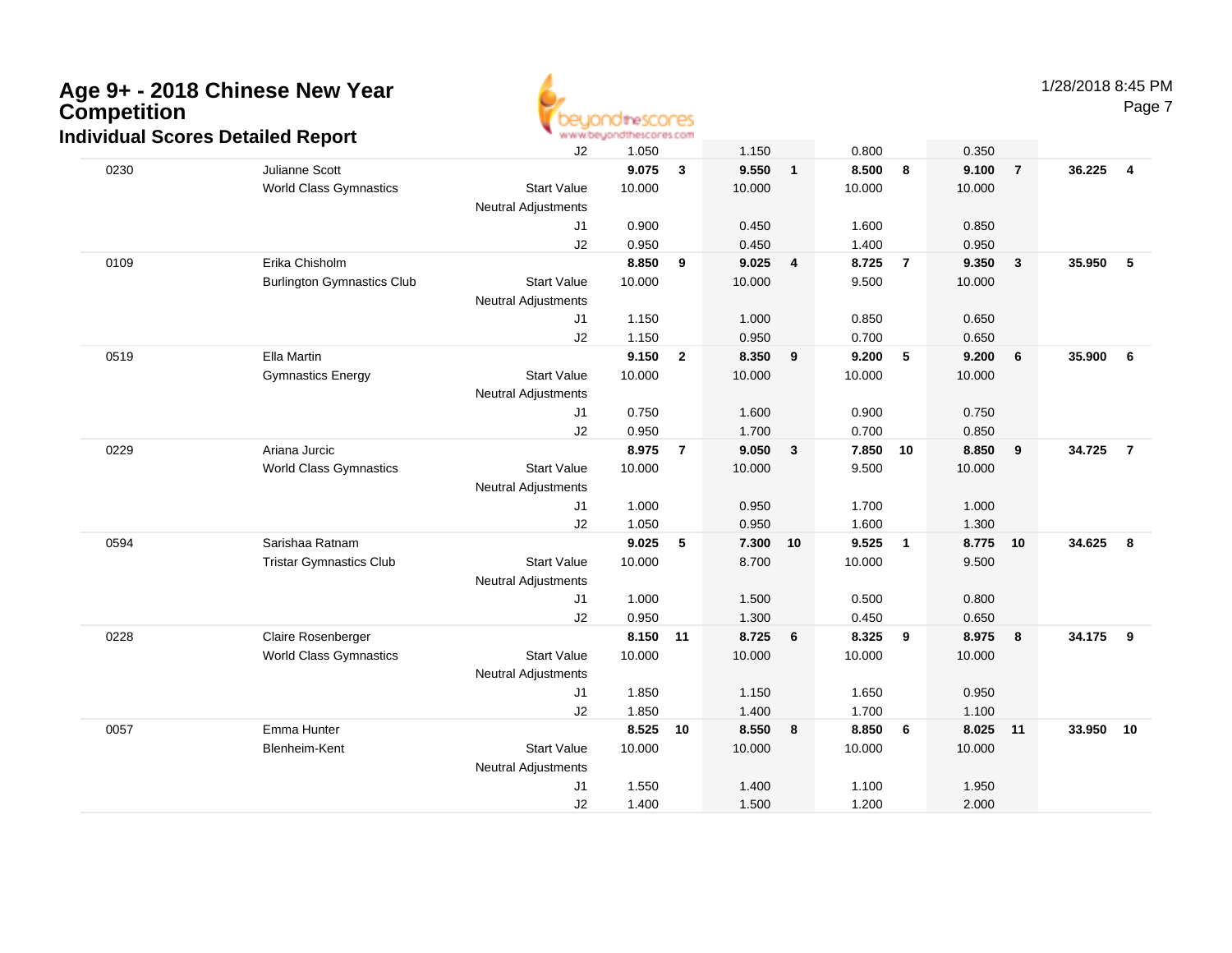# Age 9+ - 2018 Chinese New Year Competition

## Individual Scores Detailed Report

1/28/2018 8:45 PM

| # | Name / Club | | Vault | Rank | Bars | Rank | Beam | Rank | Floor | Rank | AA | Rank |
|---|---|---|---|---|---|---|---|---|---|---|---|---|
| | | J2 | 1.050 | | 1.150 | | 0.800 | | 0.350 | | | |
| 0230 | Julianne Scott | | **9.075** | **3** | **9.550** | **1** | **8.500** | **8** | **9.100** | **7** | **36.225** | **4** |
| | World Class Gymnastics | Start Value | 10.000 | | 10.000 | | 10.000 | | 10.000 | | | |
| | | Neutral Adjustments | | | | | | | | | | |
| | | J1 | 0.900 | | 0.450 | | 1.600 | | 0.850 | | | |
| | | J2 | 0.950 | | 0.450 | | 1.400 | | 0.950 | | | |
| 0109 | Erika Chisholm | | **8.850** | **9** | **9.025** | **4** | **8.725** | **7** | **9.350** | **3** | **35.950** | **5** |
| | Burlington Gymnastics Club | Start Value | 10.000 | | 10.000 | | 9.500 | | 10.000 | | | |
| | | Neutral Adjustments | | | | | | | | | | |
| | | J1 | 1.150 | | 1.000 | | 0.850 | | 0.650 | | | |
| | | J2 | 1.150 | | 0.950 | | 0.700 | | 0.650 | | | |
| 0519 | Ella Martin | | **9.150** | **2** | **8.350** | **9** | **9.200** | **5** | **9.200** | **6** | **35.900** | **6** |
| | Gymnastics Energy | Start Value | 10.000 | | 10.000 | | 10.000 | | 10.000 | | | |
| | | Neutral Adjustments | | | | | | | | | | |
| | | J1 | 0.750 | | 1.600 | | 0.900 | | 0.750 | | | |
| | | J2 | 0.950 | | 1.700 | | 0.700 | | 0.850 | | | |
| 0229 | Ariana Jurcic | | **8.975** | **7** | **9.050** | **3** | **7.850** | **10** | **8.850** | **9** | **34.725** | **7** |
| | World Class Gymnastics | Start Value | 10.000 | | 10.000 | | 9.500 | | 10.000 | | | |
| | | Neutral Adjustments | | | | | | | | | | |
| | | J1 | 1.000 | | 0.950 | | 1.700 | | 1.000 | | | |
| | | J2 | 1.050 | | 0.950 | | 1.600 | | 1.300 | | | |
| 0594 | Sarishaa Ratnam | | **9.025** | **5** | **7.300** | **10** | **9.525** | **1** | **8.775** | **10** | **34.625** | **8** |
| | Tristar Gymnastics Club | Start Value | 10.000 | | 8.700 | | 10.000 | | 9.500 | | | |
| | | Neutral Adjustments | | | | | | | | | | |
| | | J1 | 1.000 | | 1.500 | | 0.500 | | 0.800 | | | |
| | | J2 | 0.950 | | 1.300 | | 0.450 | | 0.650 | | | |
| 0228 | Claire Rosenberger | | **8.150** | **11** | **8.725** | **6** | **8.325** | **9** | **8.975** | **8** | **34.175** | **9** |
| | World Class Gymnastics | Start Value | 10.000 | | 10.000 | | 10.000 | | 10.000 | | | |
| | | Neutral Adjustments | | | | | | | | | | |
| | | J1 | 1.850 | | 1.150 | | 1.650 | | 0.950 | | | |
| | | J2 | 1.850 | | 1.400 | | 1.700 | | 1.100 | | | |
| 0057 | Emma Hunter | | **8.525** | **10** | **8.550** | **8** | **8.850** | **6** | **8.025** | **11** | **33.950** | **10** |
| | Blenheim-Kent | Start Value | 10.000 | | 10.000 | | 10.000 | | 10.000 | | | |
| | | Neutral Adjustments | | | | | | | | | | |
| | | J1 | 1.550 | | 1.400 | | 1.100 | | 1.950 | | | |
| | | J2 | 1.400 | | 1.500 | | 1.200 | | 2.000 | | | |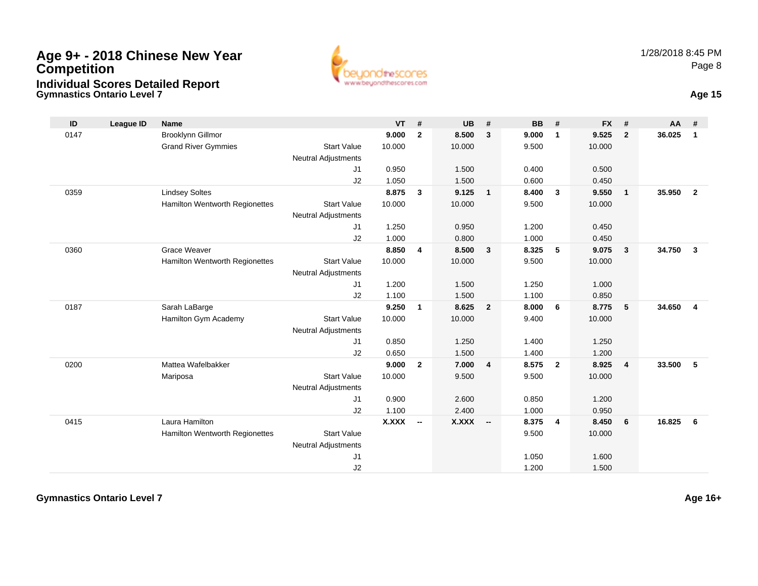# Age 9+ - 2018 Chinese New Year Competition

## Individual Scores Detailed Report

### Gymnastics Ontario Level 7

1/28/2018 8:45 PM

**Age 15**

| ID | League ID | Name | | VT | # | UB | # | BB | # | FX | # | AA | # |
|---|---|---|---|---|---|---|---|---|---|---|---|---|---|
| 0147 | | Brooklynn Gillmor | | **9.000** | **2** | **8.500** | **3** | **9.000** | **1** | **9.525** | **2** | **36.025** | **1** |
| | | Grand River Gymmies | Start Value | 10.000 | | 10.000 | | 9.500 | | 10.000 | | | |
| | | | Neutral Adjustments | | | | | | | | | | |
| | | | J1 | 0.950 | | 1.500 | | 0.400 | | 0.500 | | | |
| | | | J2 | 1.050 | | 1.500 | | 0.600 | | 0.450 | | | |
| 0359 | | Lindsey Soltes | | **8.875** | **3** | **9.125** | **1** | **8.400** | **3** | **9.550** | **1** | **35.950** | **2** |
| | | Hamilton Wentworth Regionettes | Start Value | 10.000 | | 10.000 | | 9.500 | | 10.000 | | | |
| | | | Neutral Adjustments | | | | | | | | | | |
| | | | J1 | 1.250 | | 0.950 | | 1.200 | | 0.450 | | | |
| | | | J2 | 1.000 | | 0.800 | | 1.000 | | 0.450 | | | |
| 0360 | | Grace Weaver | | **8.850** | **4** | **8.500** | **3** | **8.325** | **5** | **9.075** | **3** | **34.750** | **3** |
| | | Hamilton Wentworth Regionettes | Start Value | 10.000 | | 10.000 | | 9.500 | | 10.000 | | | |
| | | | Neutral Adjustments | | | | | | | | | | |
| | | | J1 | 1.200 | | 1.500 | | 1.250 | | 1.000 | | | |
| | | | J2 | 1.100 | | 1.500 | | 1.100 | | 0.850 | | | |
| 0187 | | Sarah LaBarge | | **9.250** | **1** | **8.625** | **2** | **8.000** | **6** | **8.775** | **5** | **34.650** | **4** |
| | | Hamilton Gym Academy | Start Value | 10.000 | | 10.000 | | 9.400 | | 10.000 | | | |
| | | | Neutral Adjustments | | | | | | | | | | |
| | | | J1 | 0.850 | | 1.250 | | 1.400 | | 1.250 | | | |
| | | | J2 | 0.650 | | 1.500 | | 1.400 | | 1.200 | | | |
| 0200 | | Mattea Wafelbakker | | **9.000** | **2** | **7.000** | **4** | **8.575** | **2** | **8.925** | **4** | **33.500** | **5** |
| | | Mariposa | Start Value | 10.000 | | 9.500 | | 9.500 | | 10.000 | | | |
| | | | Neutral Adjustments | | | | | | | | | | |
| | | | J1 | 0.900 | | 2.600 | | 0.850 | | 1.200 | | | |
| | | | J2 | 1.100 | | 2.400 | | 1.000 | | 0.950 | | | |
| 0415 | | Laura Hamilton | | **X.XXX** | **--** | **X.XXX** | **--** | **8.375** | **4** | **8.450** | **6** | **16.825** | **6** |
| | | Hamilton Wentworth Regionettes | Start Value | | | | | 9.500 | | 10.000 | | | |
| | | | Neutral Adjustments | | | | | | | | | | |
| | | | J1 | | | | | 1.050 | | 1.600 | | | |
| | | | J2 | | | | | 1.200 | | 1.500 | | | |

### Gymnastics Ontario Level 7

**Age 16+**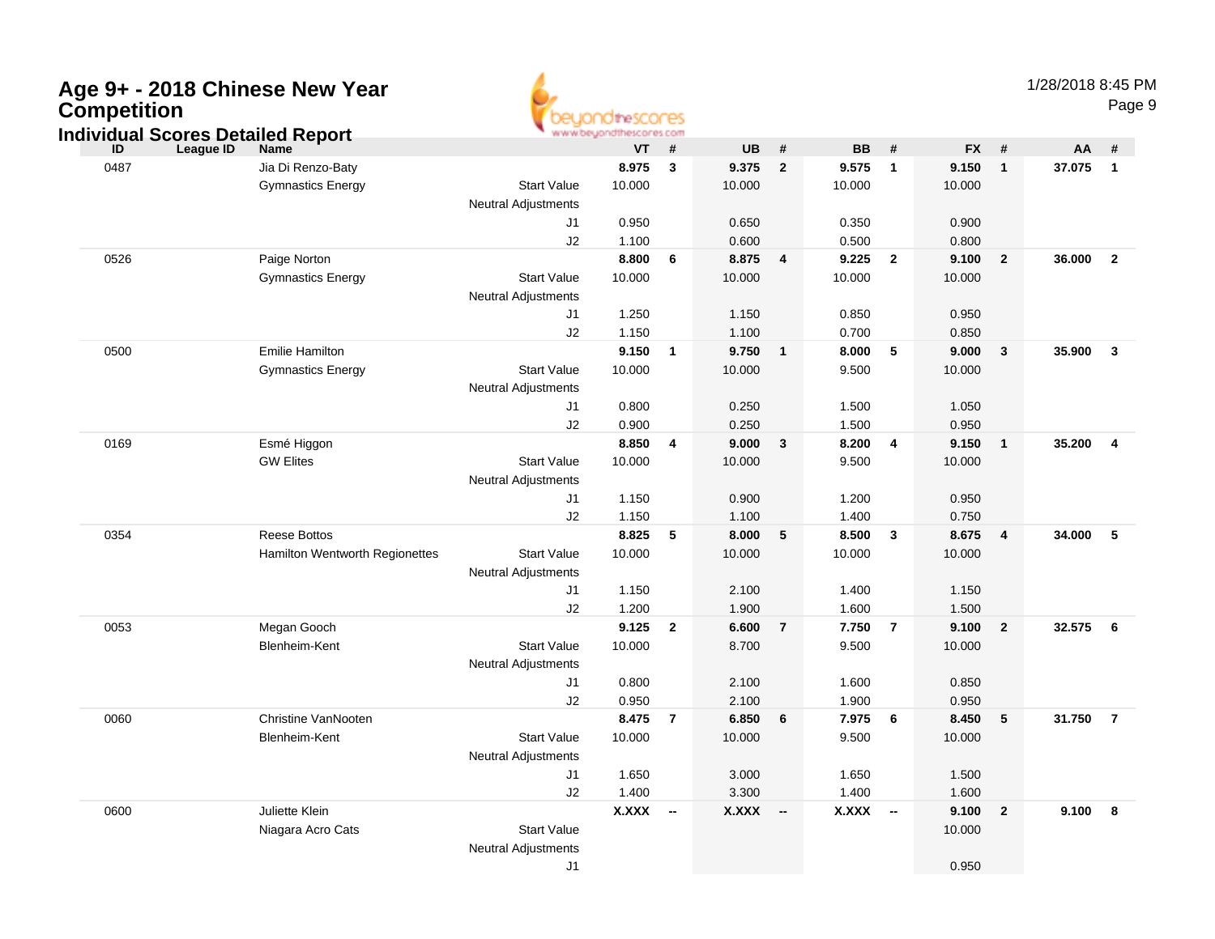# Age 9+ - 2018 Chinese New Year Competition

## Individual Scores Detailed Report

1/28/2018 8:45 PM

| ID | League ID | Name | | VT | # | UB | # | BB | # | FX | # | AA | # |
|---|---|---|---|---|---|---|---|---|---|---|---|---|---|
| 0487 | | Jia Di Renzo-Baty | | **8.975** | **3** | **9.375** | **2** | **9.575** | **1** | **9.150** | **1** | **37.075** | **1** |
| | | Gymnastics Energy | Start Value | 10.000 | | 10.000 | | 10.000 | | 10.000 | | | |
| | | | Neutral Adjustments | | | | | | | | | | |
| | | | J1 | 0.950 | | 0.650 | | 0.350 | | 0.900 | | | |
| | | | J2 | 1.100 | | 0.600 | | 0.500 | | 0.800 | | | |
| 0526 | | Paige Norton | | **8.800** | **6** | **8.875** | **4** | **9.225** | **2** | **9.100** | **2** | **36.000** | **2** |
| | | Gymnastics Energy | Start Value | 10.000 | | 10.000 | | 10.000 | | 10.000 | | | |
| | | | Neutral Adjustments | | | | | | | | | | |
| | | | J1 | 1.250 | | 1.150 | | 0.850 | | 0.950 | | | |
| | | | J2 | 1.150 | | 1.100 | | 0.700 | | 0.850 | | | |
| 0500 | | Emilie Hamilton | | **9.150** | **1** | **9.750** | **1** | **8.000** | **5** | **9.000** | **3** | **35.900** | **3** |
| | | Gymnastics Energy | Start Value | 10.000 | | 10.000 | | 9.500 | | 10.000 | | | |
| | | | Neutral Adjustments | | | | | | | | | | |
| | | | J1 | 0.800 | | 0.250 | | 1.500 | | 1.050 | | | |
| | | | J2 | 0.900 | | 0.250 | | 1.500 | | 0.950 | | | |
| 0169 | | Esmé Higgon | | **8.850** | **4** | **9.000** | **3** | **8.200** | **4** | **9.150** | **1** | **35.200** | **4** |
| | | GW Elites | Start Value | 10.000 | | 10.000 | | 9.500 | | 10.000 | | | |
| | | | Neutral Adjustments | | | | | | | | | | |
| | | | J1 | 1.150 | | 0.900 | | 1.200 | | 0.950 | | | |
| | | | J2 | 1.150 | | 1.100 | | 1.400 | | 0.750 | | | |
| 0354 | | Reese Bottos | | **8.825** | **5** | **8.000** | **5** | **8.500** | **3** | **8.675** | **4** | **34.000** | **5** |
| | | Hamilton Wentworth Regionettes | Start Value | 10.000 | | 10.000 | | 10.000 | | 10.000 | | | |
| | | | Neutral Adjustments | | | | | | | | | | |
| | | | J1 | 1.150 | | 2.100 | | 1.400 | | 1.150 | | | |
| | | | J2 | 1.200 | | 1.900 | | 1.600 | | 1.500 | | | |
| 0053 | | Megan Gooch | | **9.125** | **2** | **6.600** | **7** | **7.750** | **7** | **9.100** | **2** | **32.575** | **6** |
| | | Blenheim-Kent | Start Value | 10.000 | | 8.700 | | 9.500 | | 10.000 | | | |
| | | | Neutral Adjustments | | | | | | | | | | |
| | | | J1 | 0.800 | | 2.100 | | 1.600 | | 0.850 | | | |
| | | | J2 | 0.950 | | 2.100 | | 1.900 | | 0.950 | | | |
| 0060 | | Christine VanNooten | | **8.475** | **7** | **6.850** | **6** | **7.975** | **6** | **8.450** | **5** | **31.750** | **7** |
| | | Blenheim-Kent | Start Value | 10.000 | | 10.000 | | 9.500 | | 10.000 | | | |
| | | | Neutral Adjustments | | | | | | | | | | |
| | | | J1 | 1.650 | | 3.000 | | 1.650 | | 1.500 | | | |
| | | | J2 | 1.400 | | 3.300 | | 1.400 | | 1.600 | | | |
| 0600 | | Juliette Klein | | **X.XXX** | **--** | **X.XXX** | **--** | **X.XXX** | **--** | **9.100** | **2** | **9.100** | **8** |
| | | Niagara Acro Cats | Start Value | | | | | | | 10.000 | | | |
| | | | Neutral Adjustments | | | | | | | | | | |
| | | | J1 | | | | | | | 0.950 | | | |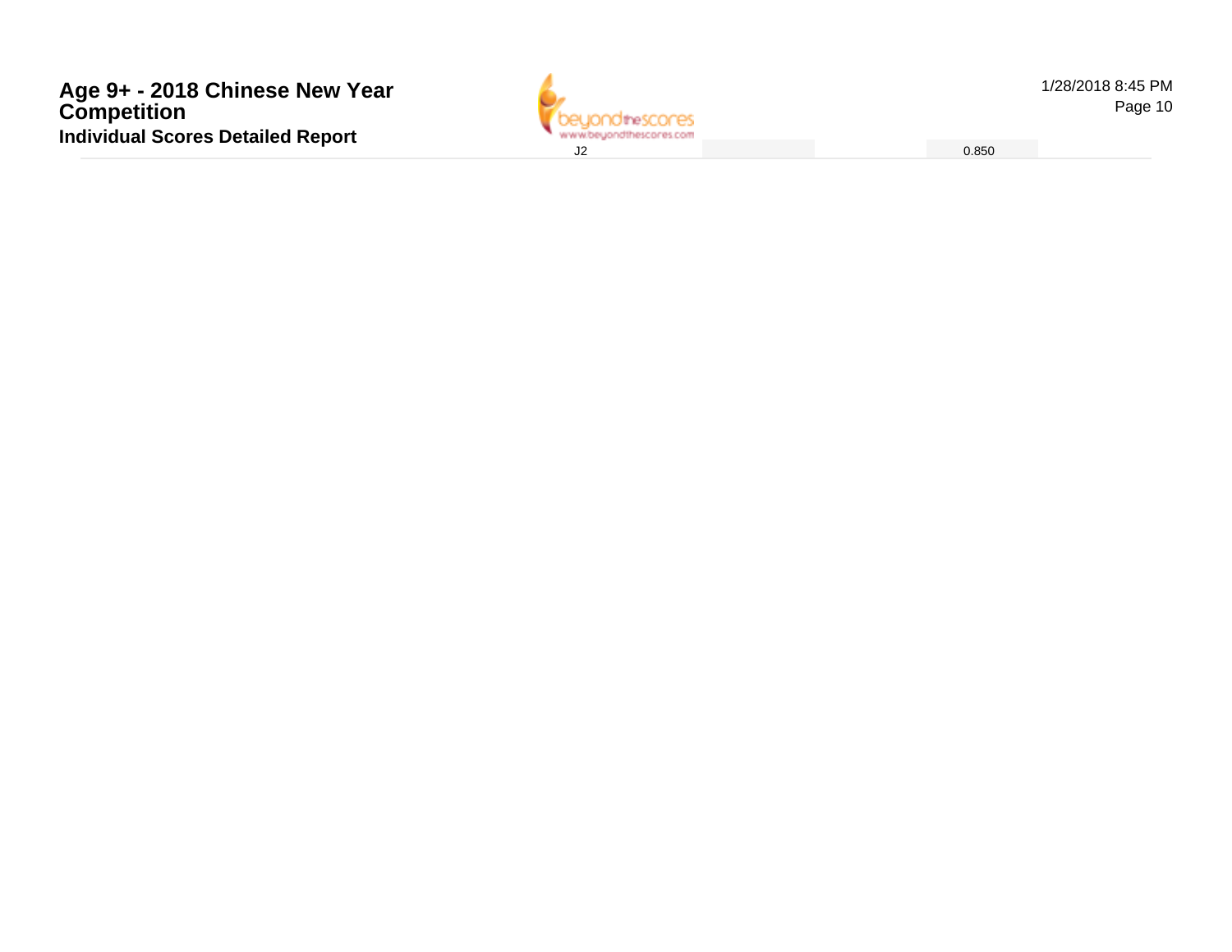| | | | | | |
|---|---|---|---|---|---|
| J2 | | | | 0.850 | |